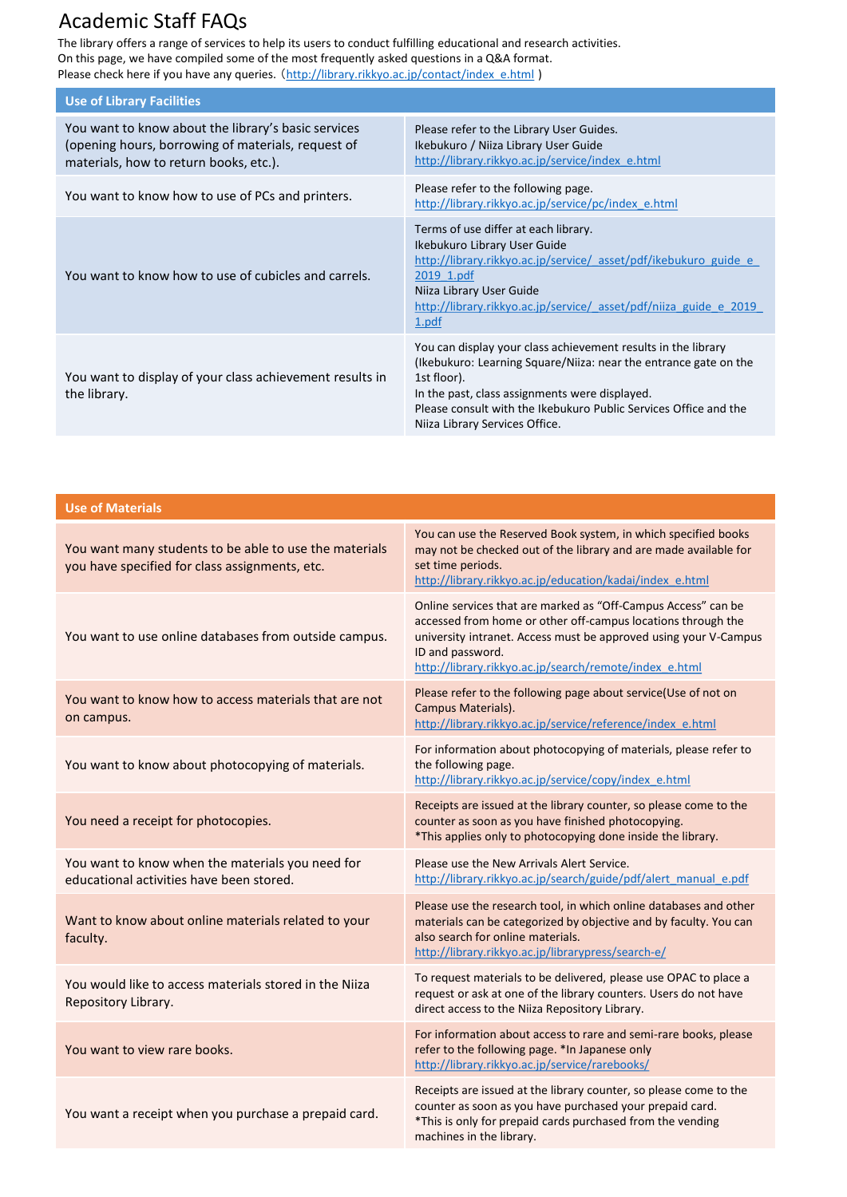# Academic Staff FAQs

The library offers a range of services to help its users to conduct fulfilling educational and research activities.
On this page, we have compiled some of the most frequently asked questions in a Q&A format.
Please check here if you have any queries.（http://library.rikkyo.ac.jp/contact/index_e.html ）

| Use of Library Facilities | |
|---|---|
| You want to know about the library's basic services (opening hours, borrowing of materials, request of materials, how to return books, etc.). | Please refer to the Library User Guides.<br>Ikebukuro / Niiza Library User Guide<br>http://library.rikkyo.ac.jp/service/index_e.html |
| You want to know how to use of PCs and printers. | Please refer to the following page.<br>http://library.rikkyo.ac.jp/service/pc/index_e.html |
| You want to know how to use of cubicles and carrels. | Terms of use differ at each library.<br>Ikebukuro Library User Guide<br>http://library.rikkyo.ac.jp/service/_asset/pdf/ikebukuro_guide_e_2019_1.pdf<br>Niiza Library User Guide<br>http://library.rikkyo.ac.jp/service/_asset/pdf/niiza_guide_e_2019_1.pdf |
| You want to display of your class achievement results in the library. | You can display your class achievement results in the library (Ikebukuro: Learning Square/Niiza: near the entrance gate on the 1st floor).<br>In the past, class assignments were displayed.<br>Please consult with the Ikebukuro Public Services Office and the Niiza Library Services Office. |

| Use of Materials | |
|---|---|
| You want many students to be able to use the materials you have specified for class assignments, etc. | You can use the Reserved Book system, in which specified books may not be checked out of the library and are made available for set time periods.<br>http://library.rikkyo.ac.jp/education/kadai/index_e.html |
| You want to use online databases from outside campus. | Online services that are marked as "Off-Campus Access" can be accessed from home or other off-campus locations through the university intranet. Access must be approved using your V-Campus ID and password.<br>http://library.rikkyo.ac.jp/search/remote/index_e.html |
| You want to know how to access materials that are not on campus. | Please refer to the following page about service(Use of not on Campus Materials).<br>http://library.rikkyo.ac.jp/service/reference/index_e.html |
| You want to know about photocopying of materials. | For information about photocopying of materials, please refer to the following page.<br>http://library.rikkyo.ac.jp/service/copy/index_e.html |
| You need a receipt for photocopies. | Receipts are issued at the library counter, so please come to the counter as soon as you have finished photocopying.<br>*This applies only to photocopying done inside the library. |
| You want to know when the materials you need for educational activities have been stored. | Please use the New Arrivals Alert Service.<br>http://library.rikkyo.ac.jp/search/guide/pdf/alert_manual_e.pdf |
| Want to know about online materials related to your faculty. | Please use the research tool, in which online databases and other materials can be categorized by objective and by faculty. You can also search for online materials.<br>http://library.rikkyo.ac.jp/librarypress/search-e/ |
| You would like to access materials stored in the Niiza Repository Library. | To request materials to be delivered, please use OPAC to place a request or ask at one of the library counters. Users do not have direct access to the Niiza Repository Library. |
| You want to view rare books. | For information about access to rare and semi-rare books, please refer to the following page. *In Japanese only<br>http://library.rikkyo.ac.jp/service/rarebooks/ |
| You want a receipt when you purchase a prepaid card. | Receipts are issued at the library counter, so please come to the counter as soon as you have purchased your prepaid card.<br>*This is only for prepaid cards purchased from the vending machines in the library. |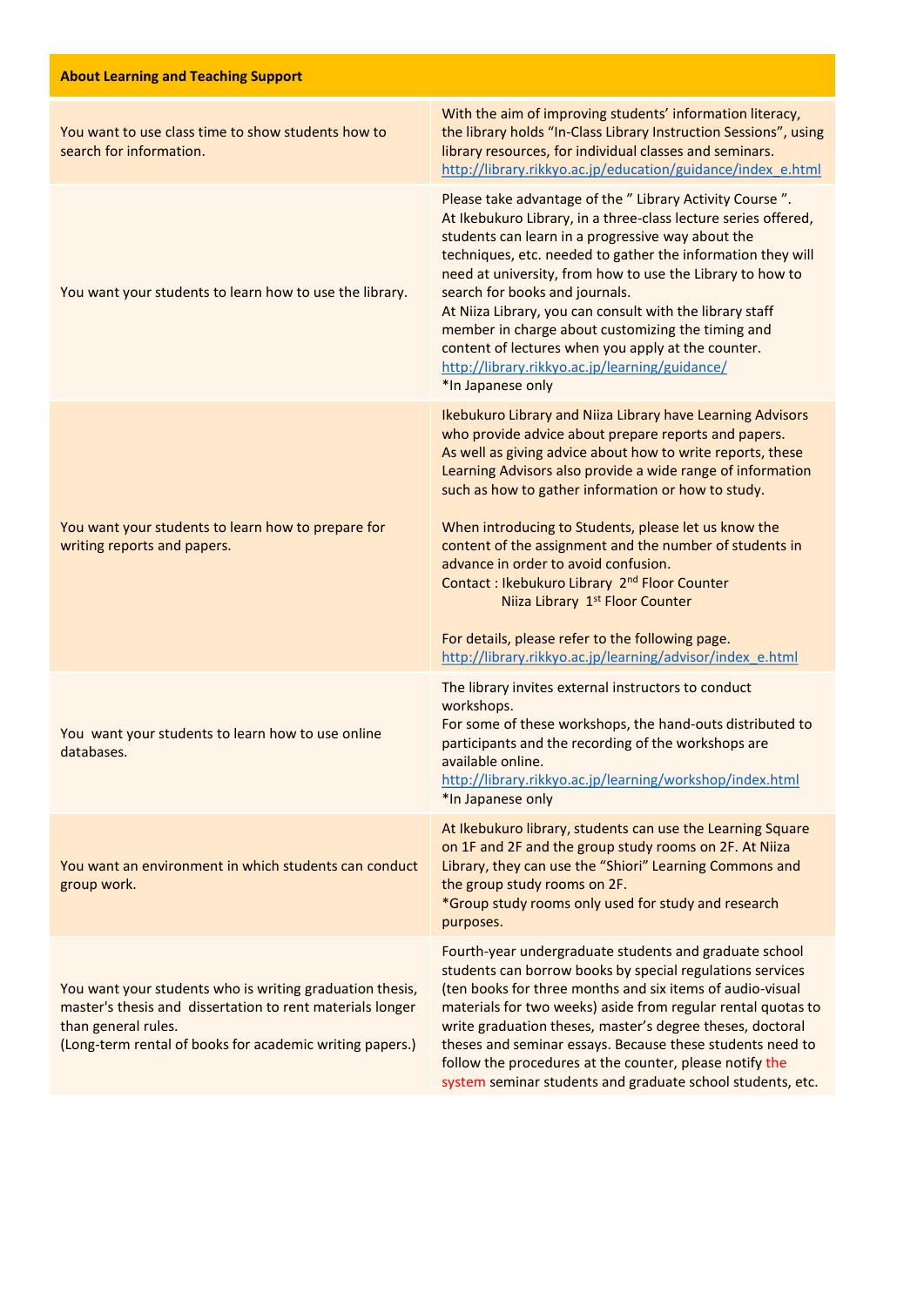| About Learning and Teaching Support | |
|---|---|
| You want to use class time to show students how to search for information. | With the aim of improving students' information literacy, the library holds "In-Class Library Instruction Sessions", using library resources, for individual classes and seminars.<br>http://library.rikkyo.ac.jp/education/guidance/index_e.html |
| You want your students to learn how to use the library. | Please take advantage of the " Library Activity Course ".<br>At Ikebukuro Library, in a three-class lecture series offered, students can learn in a progressive way about the techniques, etc. needed to gather the information they will need at university, from how to use the Library to how to search for books and journals.<br>At Niiza Library, you can consult with the library staff member in charge about customizing the timing and content of lectures when you apply at the counter.<br>http://library.rikkyo.ac.jp/learning/guidance/<br>*In Japanese only |
| You want your students to learn how to prepare for writing reports and papers. | Ikebukuro Library and Niiza Library have Learning Advisors who provide advice about prepare reports and papers.<br>As well as giving advice about how to write reports, these Learning Advisors also provide a wide range of information such as how to gather information or how to study.<br><br>When introducing to Students, please let us know the content of the assignment and the number of students in advance in order to avoid confusion.<br>Contact : Ikebukuro Library 2nd Floor Counter<br>Niiza Library 1st Floor Counter<br><br>For details, please refer to the following page.<br>http://library.rikkyo.ac.jp/learning/advisor/index_e.html |
| You want your students to learn how to use online databases. | The library invites external instructors to conduct workshops.<br>For some of these workshops, the hand-outs distributed to participants and the recording of the workshops are available online.<br>http://library.rikkyo.ac.jp/learning/workshop/index.html<br>*In Japanese only |
| You want an environment in which students can conduct group work. | At Ikebukuro library, students can use the Learning Square on 1F and 2F and the group study rooms on 2F. At Niiza Library, they can use the "Shiori" Learning Commons and the group study rooms on 2F.<br>*Group study rooms only used for study and research purposes. |
| You want your students who is writing graduation thesis, master's thesis and dissertation to rent materials longer than general rules.<br>(Long-term rental of books for academic writing papers.) | Fourth-year undergraduate students and graduate school students can borrow books by special regulations services (ten books for three months and six items of audio-visual materials for two weeks) aside from regular rental quotas to write graduation theses, master's degree theses, doctoral theses and seminar essays. Because these students need to follow the procedures at the counter, please notify the system seminar students and graduate school students, etc. |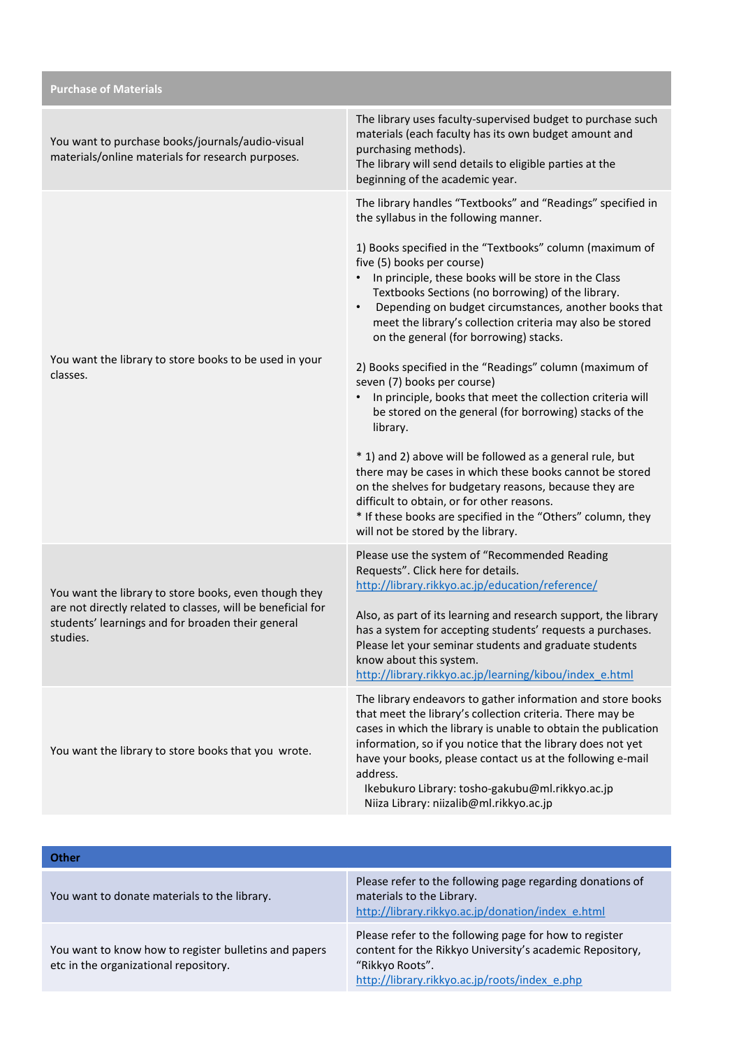| Purchase of Materials | |
|---|---|
| You want to purchase books/journals/audio-visual materials/online materials for research purposes. | The library uses faculty-supervised budget to purchase such materials (each faculty has its own budget amount and purchasing methods).<br>The library will send details to eligible parties at the beginning of the academic year. |
| You want the library to store books to be used in your classes. | The library handles "Textbooks" and "Readings" specified in the syllabus in the following manner.<br><br>1) Books specified in the "Textbooks" column (maximum of five (5) books per course)<br>• In principle, these books will be store in the Class Textbooks Sections (no borrowing) of the library.<br>• Depending on budget circumstances, another books that meet the library's collection criteria may also be stored on the general (for borrowing) stacks.<br><br>2) Books specified in the "Readings" column (maximum of seven (7) books per course)<br>• In principle, books that meet the collection criteria will be stored on the general (for borrowing) stacks of the library.<br><br>* 1) and 2) above will be followed as a general rule, but there may be cases in which these books cannot be stored on the shelves for budgetary reasons, because they are difficult to obtain, or for other reasons.<br>* If these books are specified in the "Others" column, they will not be stored by the library. |
| You want the library to store books, even though they are not directly related to classes, will be beneficial for students' learnings and for broaden their general studies. | Please use the system of "Recommended Reading Requests". Click here for details.<br>http://library.rikkyo.ac.jp/education/reference/<br><br>Also, as part of its learning and research support, the library has a system for accepting students' requests a purchases. Please let your seminar students and graduate students know about this system.<br>http://library.rikkyo.ac.jp/learning/kibou/index_e.html |
| You want the library to store books that you wrote. | The library endeavors to gather information and store books that meet the library's collection criteria. There may be cases in which the library is unable to obtain the publication information, so if you notice that the library does not yet have your books, please contact us at the following e-mail address.<br>Ikebukuro Library: tosho-gakubu@ml.rikkyo.ac.jp<br>Niiza Library: niizalib@ml.rikkyo.ac.jp |

| Other | |
|---|---|
| You want to donate materials to the library. | Please refer to the following page regarding donations of materials to the Library.<br>http://library.rikkyo.ac.jp/donation/index_e.html |
| You want to know how to register bulletins and papers etc in the organizational repository. | Please refer to the following page for how to register content for the Rikkyo University's academic Repository, "Rikkyo Roots".<br>http://library.rikkyo.ac.jp/roots/index_e.php |